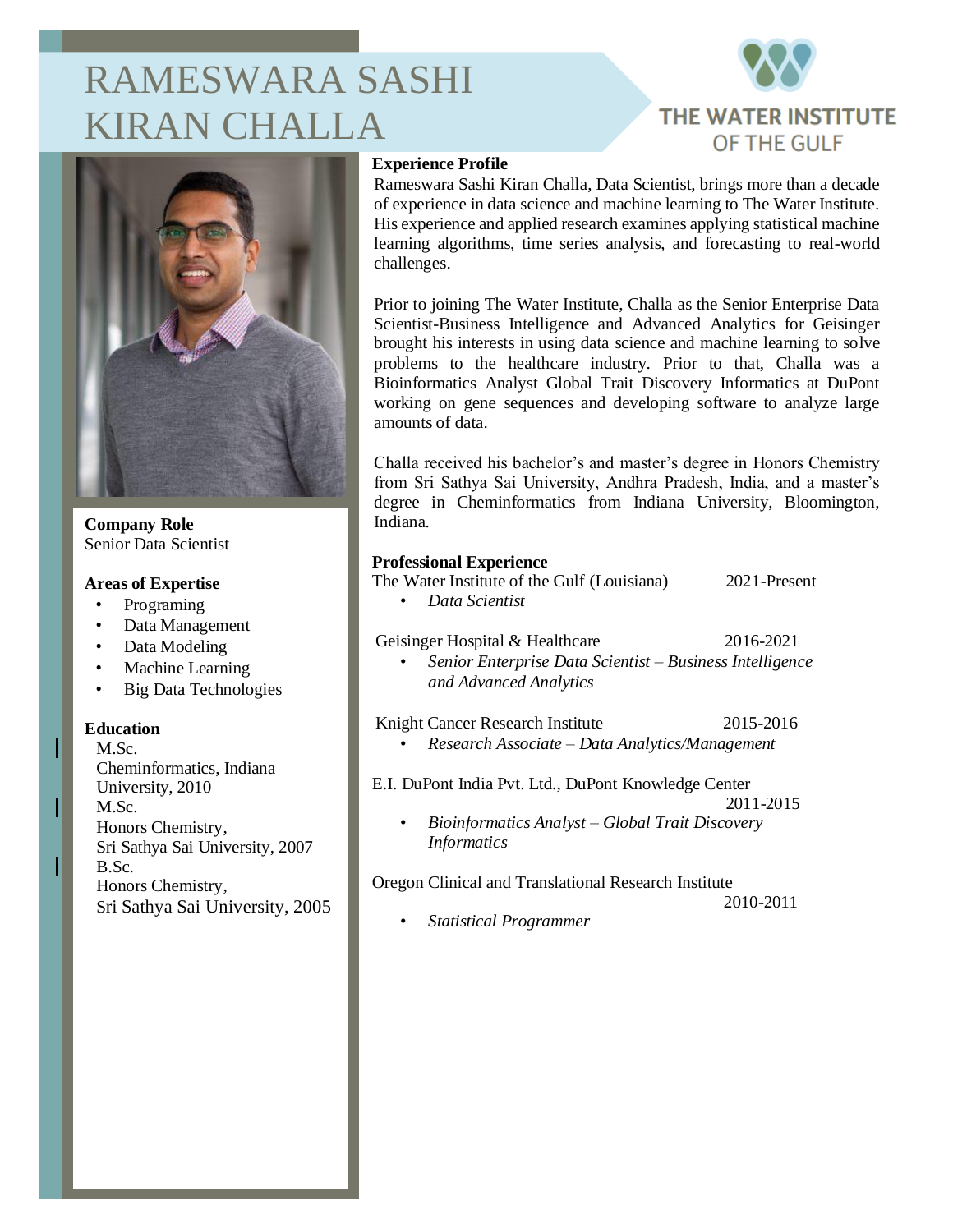# RAMESWARA SASHI KIRAN CHALLA

THE WATER INSTITUTE OF THE GULF

**Company Role**
Senior Data Scientist

**Areas of Expertise**

- Programing
- Data Management
- Data Modeling
- Machine Learning
- Big Data Technologies

**Education**

M.Sc.
Cheminformatics, Indiana University, 2010

M.Sc.
Honors Chemistry,
Sri Sathya Sai University, 2007

B.Sc.
Honors Chemistry,
Sri Sathya Sai University, 2005

**Experience Profile**

Rameswara Sashi Kiran Challa, Data Scientist, brings more than a decade of experience in data science and machine learning to The Water Institute. His experience and applied research examines applying statistical machine learning algorithms, time series analysis, and forecasting to real-world challenges.

Prior to joining The Water Institute, Challa as the Senior Enterprise Data Scientist-Business Intelligence and Advanced Analytics for Geisinger brought his interests in using data science and machine learning to solve problems to the healthcare industry. Prior to that, Challa was a Bioinformatics Analyst Global Trait Discovery Informatics at DuPont working on gene sequences and developing software to analyze large amounts of data.

Challa received his bachelor's and master's degree in Honors Chemistry from Sri Sathya Sai University, Andhra Pradesh, India, and a master's degree in Cheminformatics from Indiana University, Bloomington, Indiana.

**Professional Experience**

The Water Institute of the Gulf (Louisiana) 2021-Present

- *Data Scientist*

Geisinger Hospital & Healthcare 2016-2021

- *Senior Enterprise Data Scientist – Business Intelligence and Advanced Analytics*

Knight Cancer Research Institute 2015-2016

- *Research Associate – Data Analytics/Management*

E.I. DuPont India Pvt. Ltd., DuPont Knowledge Center 2011-2015

- *Bioinformatics Analyst – Global Trait Discovery Informatics*

Oregon Clinical and Translational Research Institute 2010-2011

- *Statistical Programmer*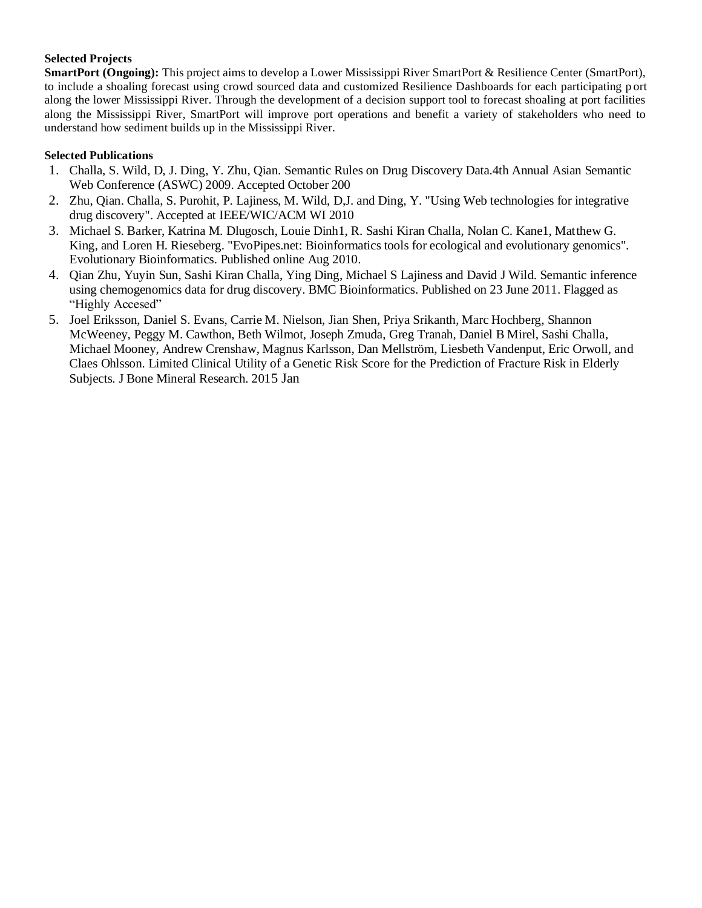**Selected Projects**

**SmartPort (Ongoing):** This project aims to develop a Lower Mississippi River SmartPort & Resilience Center (SmartPort), to include a shoaling forecast using crowd sourced data and customized Resilience Dashboards for each participating port along the lower Mississippi River. Through the development of a decision support tool to forecast shoaling at port facilities along the Mississippi River, SmartPort will improve port operations and benefit a variety of stakeholders who need to understand how sediment builds up in the Mississippi River.

**Selected Publications**

1. Challa, S. Wild, D, J. Ding, Y. Zhu, Qian. Semantic Rules on Drug Discovery Data.4th Annual Asian Semantic Web Conference (ASWC) 2009. Accepted October 200
2. Zhu, Qian. Challa, S. Purohit, P. Lajiness, M. Wild, D,J. and Ding, Y. "Using Web technologies for integrative drug discovery". Accepted at IEEE/WIC/ACM WI 2010
3. Michael S. Barker, Katrina M. Dlugosch, Louie Dinh1, R. Sashi Kiran Challa, Nolan C. Kane1, Matthew G. King, and Loren H. Rieseberg. "EvoPipes.net: Bioinformatics tools for ecological and evolutionary genomics". Evolutionary Bioinformatics. Published online Aug 2010.
4. Qian Zhu, Yuyin Sun, Sashi Kiran Challa, Ying Ding, Michael S Lajiness and David J Wild. Semantic inference using chemogenomics data for drug discovery. BMC Bioinformatics. Published on 23 June 2011. Flagged as "Highly Accesed"
5. Joel Eriksson, Daniel S. Evans, Carrie M. Nielson, Jian Shen, Priya Srikanth, Marc Hochberg, Shannon McWeeney, Peggy M. Cawthon, Beth Wilmot, Joseph Zmuda, Greg Tranah, Daniel B Mirel, Sashi Challa, Michael Mooney, Andrew Crenshaw, Magnus Karlsson, Dan Mellström, Liesbeth Vandenput, Eric Orwoll, and Claes Ohlsson. Limited Clinical Utility of a Genetic Risk Score for the Prediction of Fracture Risk in Elderly Subjects. J Bone Mineral Research. 2015 Jan